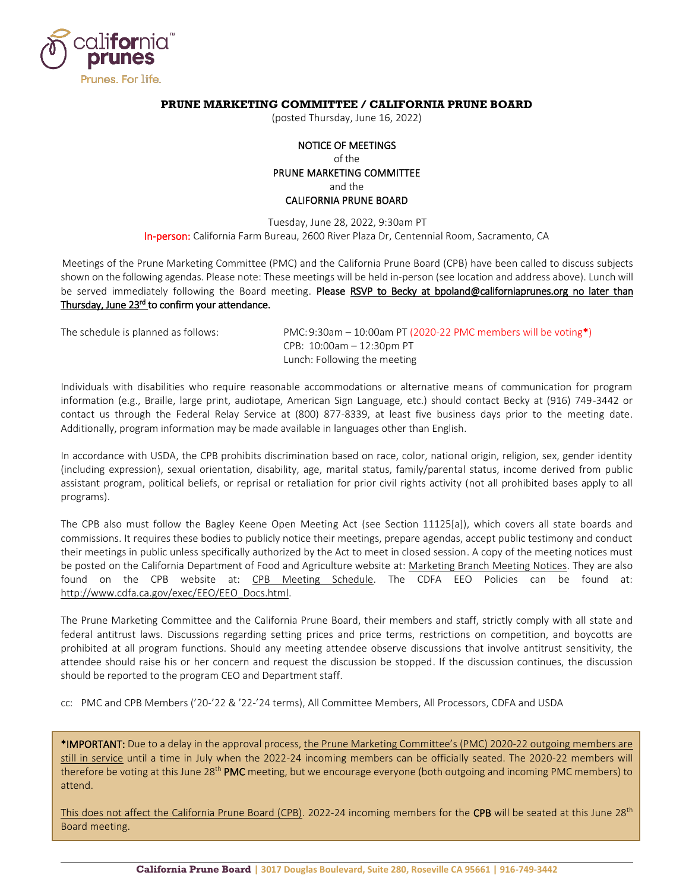california prunes™
Prunes. For life.

# PRUNE MARKETING COMMITTEE / CALIFORNIA PRUNE BOARD

(posted Thursday, June 16, 2022)

NOTICE OF MEETINGS
of the
PRUNE MARKETING COMMITTEE
and the
CALIFORNIA PRUNE BOARD

Tuesday, June 28, 2022, 9:30am PT
In-person: California Farm Bureau, 2600 River Plaza Dr, Centennial Room, Sacramento, CA

Meetings of the Prune Marketing Committee (PMC) and the California Prune Board (CPB) have been called to discuss subjects shown on the following agendas. Please note: These meetings will be held in-person (see location and address above). Lunch will be served immediately following the Board meeting. **Please RSVP to Becky at bpoland@californiaprunes.org no later than Thursday, June 23rd to confirm your attendance.**

The schedule is planned as follows:

PMC: 9:30am – 10:00am PT (2020-22 PMC members will be voting*)
CPB: 10:00am – 12:30pm PT
Lunch: Following the meeting

Individuals with disabilities who require reasonable accommodations or alternative means of communication for program information (e.g., Braille, large print, audiotape, American Sign Language, etc.) should contact Becky at (916) 749-3442 or contact us through the Federal Relay Service at (800) 877-8339, at least five business days prior to the meeting date. Additionally, program information may be made available in languages other than English.

In accordance with USDA, the CPB prohibits discrimination based on race, color, national origin, religion, sex, gender identity (including expression), sexual orientation, disability, age, marital status, family/parental status, income derived from public assistant program, political beliefs, or reprisal or retaliation for prior civil rights activity (not all prohibited bases apply to all programs).

The CPB also must follow the Bagley Keene Open Meeting Act (see Section 11125[a]), which covers all state boards and commissions. It requires these bodies to publicly notice their meetings, prepare agendas, accept public testimony and conduct their meetings in public unless specifically authorized by the Act to meet in closed session. A copy of the meeting notices must be posted on the California Department of Food and Agriculture website at: Marketing Branch Meeting Notices. They are also found on the CPB website at: CPB Meeting Schedule. The CDFA EEO Policies can be found at: http://www.cdfa.ca.gov/exec/EEO/EEO_Docs.html.

The Prune Marketing Committee and the California Prune Board, their members and staff, strictly comply with all state and federal antitrust laws. Discussions regarding setting prices and price terms, restrictions on competition, and boycotts are prohibited at all program functions. Should any meeting attendee observe discussions that involve antitrust sensitivity, the attendee should raise his or her concern and request the discussion be stopped. If the discussion continues, the discussion should be reported to the program CEO and Department staff.

cc: PMC and CPB Members ('20-'22 & '22-'24 terms), All Committee Members, All Processors, CDFA and USDA

**\*IMPORTANT:** Due to a delay in the approval process, the Prune Marketing Committee's (PMC) 2020-22 outgoing members are still in service until a time in July when the 2022-24 incoming members can be officially seated. The 2020-22 members will therefore be voting at this June 28th **PMC** meeting, but we encourage everyone (both outgoing and incoming PMC members) to attend.

This does not affect the California Prune Board (CPB). 2022-24 incoming members for the **CPB** will be seated at this June 28th Board meeting.

**California Prune Board** | 3017 Douglas Boulevard, Suite 280, Roseville CA 95661 | 916-749-3442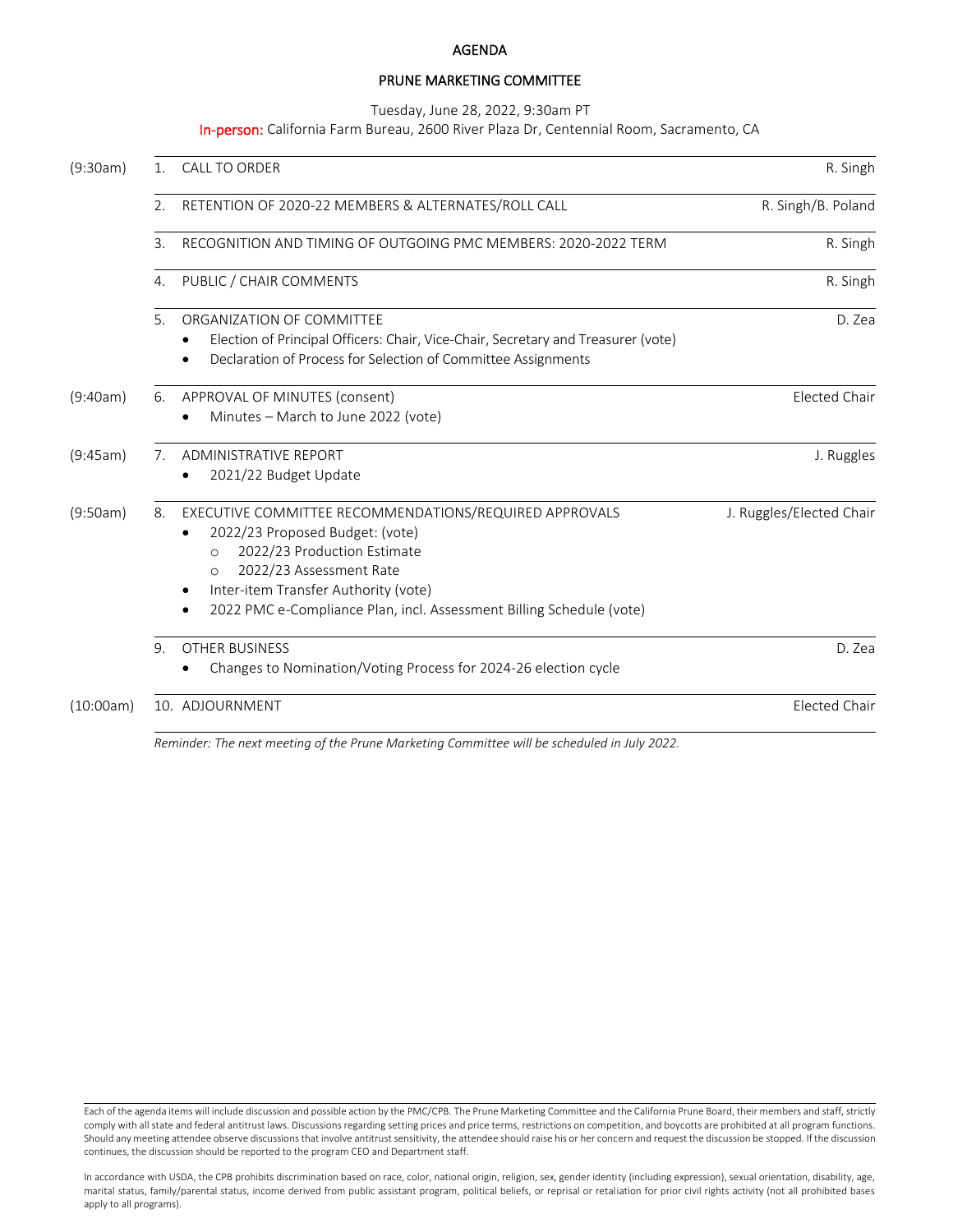# AGENDA

## PRUNE MARKETING COMMITTEE

Tuesday, June 28, 2022, 9:30am PT

In-person: California Farm Bureau, 2600 River Plaza Dr, Centennial Room, Sacramento, CA

| Time | # | Item | Presenter |
|---|---|---|---|
| (9:30am) | 1. | CALL TO ORDER | R. Singh |
| | 2. | RETENTION OF 2020-22 MEMBERS & ALTERNATES/ROLL CALL | R. Singh/B. Poland |
| | 3. | RECOGNITION AND TIMING OF OUTGOING PMC MEMBERS: 2020-2022 TERM | R. Singh |
| | 4. | PUBLIC / CHAIR COMMENTS | R. Singh |
| | 5. | ORGANIZATION OF COMMITTEE<br>• Election of Principal Officers: Chair, Vice-Chair, Secretary and Treasurer (vote)<br>• Declaration of Process for Selection of Committee Assignments | D. Zea |
| (9:40am) | 6. | APPROVAL OF MINUTES (consent)<br>• Minutes – March to June 2022 (vote) | Elected Chair |
| (9:45am) | 7. | ADMINISTRATIVE REPORT<br>• 2021/22 Budget Update | J. Ruggles |
| (9:50am) | 8. | EXECUTIVE COMMITTEE RECOMMENDATIONS/REQUIRED APPROVALS<br>• 2022/23 Proposed Budget: (vote)<br>&nbsp;&nbsp;&nbsp;&nbsp;○ 2022/23 Production Estimate<br>&nbsp;&nbsp;&nbsp;&nbsp;○ 2022/23 Assessment Rate<br>• Inter-item Transfer Authority (vote)<br>• 2022 PMC e-Compliance Plan, incl. Assessment Billing Schedule (vote) | J. Ruggles/Elected Chair |
| | 9. | OTHER BUSINESS<br>• Changes to Nomination/Voting Process for 2024-26 election cycle | D. Zea |
| (10:00am) | 10. | ADJOURNMENT | Elected Chair |

*Reminder: The next meeting of the Prune Marketing Committee will be scheduled in July 2022.*

Each of the agenda items will include discussion and possible action by the PMC/CPB. The Prune Marketing Committee and the California Prune Board, their members and staff, strictly comply with all state and federal antitrust laws. Discussions regarding setting prices and price terms, restrictions on competition, and boycotts are prohibited at all program functions. Should any meeting attendee observe discussions that involve antitrust sensitivity, the attendee should raise his or her concern and request the discussion be stopped. If the discussion continues, the discussion should be reported to the program CEO and Department staff.

In accordance with USDA, the CPB prohibits discrimination based on race, color, national origin, religion, sex, gender identity (including expression), sexual orientation, disability, age, marital status, family/parental status, income derived from public assistant program, political beliefs, or reprisal or retaliation for prior civil rights activity (not all prohibited bases apply to all programs).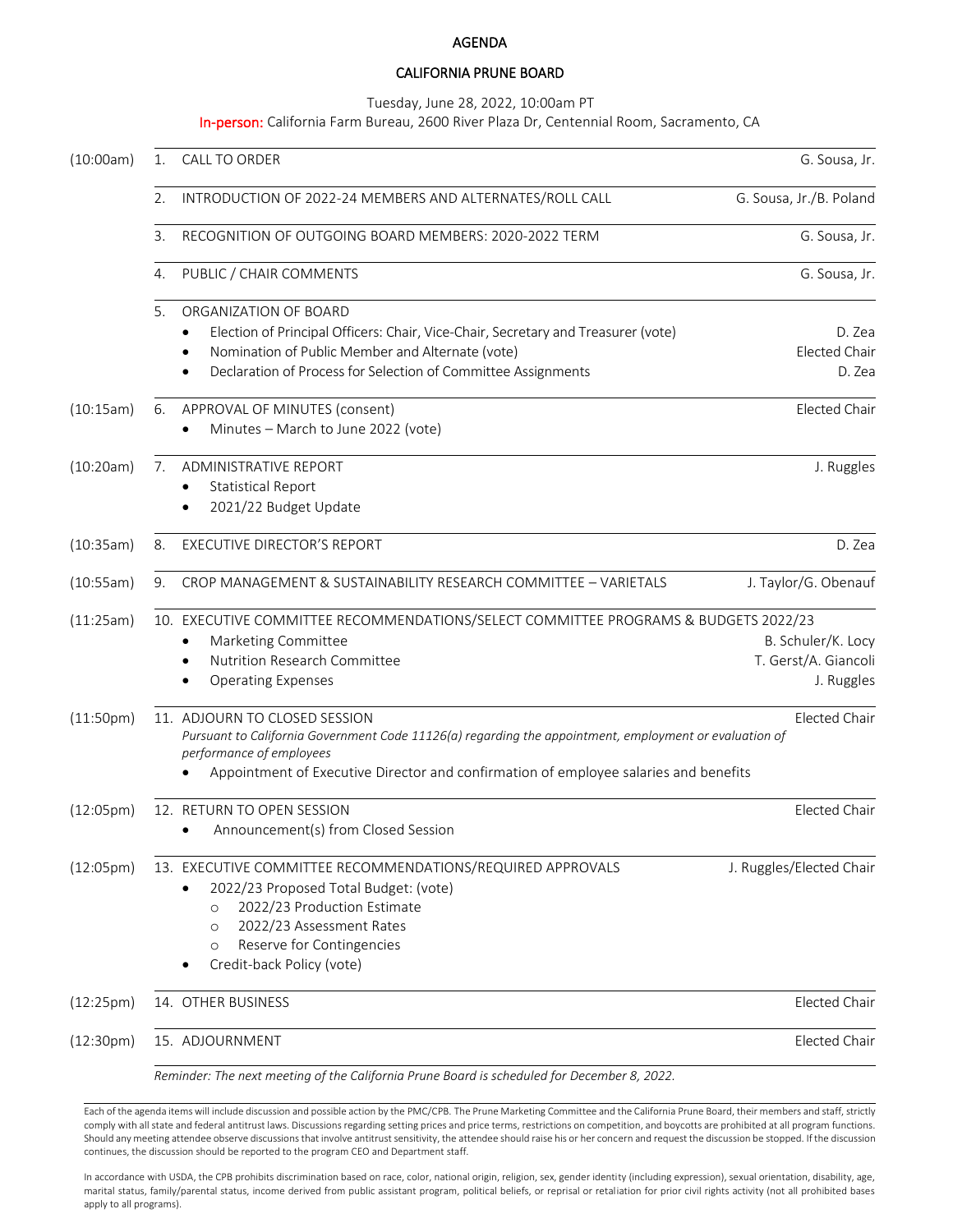# AGENDA

## CALIFORNIA PRUNE BOARD

Tuesday, June 28, 2022, 10:00am PT

In-person: California Farm Bureau, 2600 River Plaza Dr, Centennial Room, Sacramento, CA

| | | | |
|---|---|---|---|
| (10:00am) | 1. CALL TO ORDER | | G. Sousa, Jr. |
| | 2. INTRODUCTION OF 2022-24 MEMBERS AND ALTERNATES/ROLL CALL | | G. Sousa, Jr./B. Poland |
| | 3. RECOGNITION OF OUTGOING BOARD MEMBERS: 2020-2022 TERM | | G. Sousa, Jr. |
| | 4. PUBLIC / CHAIR COMMENTS | | G. Sousa, Jr. |
| | 5. ORGANIZATION OF BOARD<br>• Election of Principal Officers: Chair, Vice-Chair, Secretary and Treasurer (vote)<br>• Nomination of Public Member and Alternate (vote)<br>• Declaration of Process for Selection of Committee Assignments | | <br>D. Zea<br>Elected Chair<br>D. Zea |
| (10:15am) | 6. APPROVAL OF MINUTES (consent)<br>• Minutes – March to June 2022 (vote) | | Elected Chair |
| (10:20am) | 7. ADMINISTRATIVE REPORT<br>• Statistical Report<br>• 2021/22 Budget Update | | J. Ruggles |
| (10:35am) | 8. EXECUTIVE DIRECTOR'S REPORT | | D. Zea |
| (10:55am) | 9. CROP MANAGEMENT & SUSTAINABILITY RESEARCH COMMITTEE – VARIETALS | | J. Taylor/G. Obenauf |
| (11:25am) | 10. EXECUTIVE COMMITTEE RECOMMENDATIONS/SELECT COMMITTEE PROGRAMS & BUDGETS 2022/23<br>• Marketing Committee<br>• Nutrition Research Committee<br>• Operating Expenses | | <br>B. Schuler/K. Locy<br>T. Gerst/A. Giancoli<br>J. Ruggles |
| (11:50pm) | 11. ADJOURN TO CLOSED SESSION<br>*Pursuant to California Government Code 11126(a) regarding the appointment, employment or evaluation of performance of employees*<br>• Appointment of Executive Director and confirmation of employee salaries and benefits | | Elected Chair |
| (12:05pm) | 12. RETURN TO OPEN SESSION<br>• Announcement(s) from Closed Session | | Elected Chair |
| (12:05pm) | 13. EXECUTIVE COMMITTEE RECOMMENDATIONS/REQUIRED APPROVALS<br>• 2022/23 Proposed Total Budget: (vote)<br>○ 2022/23 Production Estimate<br>○ 2022/23 Assessment Rates<br>○ Reserve for Contingencies<br>• Credit-back Policy (vote) | | J. Ruggles/Elected Chair |
| (12:25pm) | 14. OTHER BUSINESS | | Elected Chair |
| (12:30pm) | 15. ADJOURNMENT | | Elected Chair |

*Reminder: The next meeting of the California Prune Board is scheduled for December 8, 2022.*

Each of the agenda items will include discussion and possible action by the PMC/CPB. The Prune Marketing Committee and the California Prune Board, their members and staff, strictly comply with all state and federal antitrust laws. Discussions regarding setting prices and price terms, restrictions on competition, and boycotts are prohibited at all program functions. Should any meeting attendee observe discussions that involve antitrust sensitivity, the attendee should raise his or her concern and request the discussion be stopped. If the discussion continues, the discussion should be reported to the program CEO and Department staff.

In accordance with USDA, the CPB prohibits discrimination based on race, color, national origin, religion, sex, gender identity (including expression), sexual orientation, disability, age, marital status, family/parental status, income derived from public assistant program, political beliefs, or reprisal or retaliation for prior civil rights activity (not all prohibited bases apply to all programs).